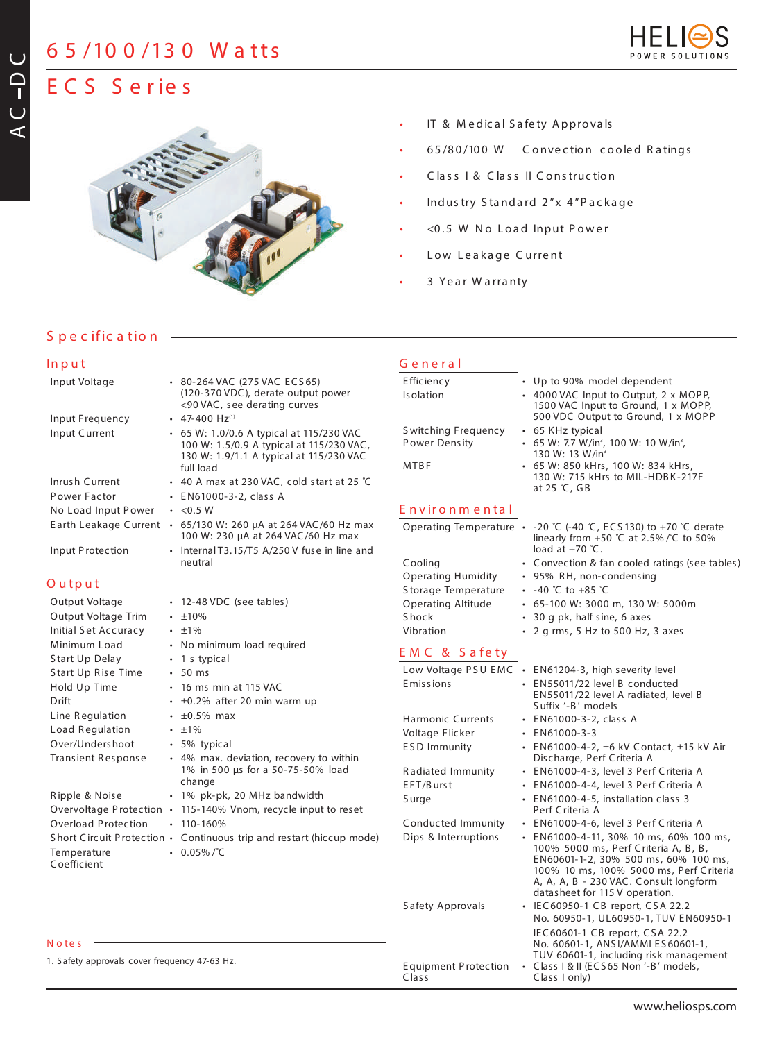# 65/100/130 Watts

# ECS Series

- IT & Medical Safety Approvals
- 65/80/100 W – Convection–cooled Ratings
- Class I & Class II Construction
- Industry Standard 2"x 4"Package
- <0.5 W No Load Input Power
- Low Leakage Current
- 3 Year Warranty

## Specification

### Input

| | |
|---|---|
| Input Voltage | • 80-264 VAC (275 VAC ECS65) (120-370 VDC), derate output power <90 VAC, see derating curves |
| Input Frequency | • 47-400 Hz[1] |
| Input Current | • 65 W: 1.0/0.6 A typical at 115/230 VAC 100 W: 1.5/0.9 A typical at 115/230 VAC, 130 W: 1.9/1.1 A typical at 115/230 VAC full load |
| Inrush Current | • 40 A max at 230 VAC, cold start at 25 ℃ |
| Power Factor | • EN61000-3-2, class A |
| No Load Input Power | • <0.5 W |
| Earth Leakage Current | • 65/130 W: 260 µA at 264 VAC/60 Hz max 100 W: 230 µA at 264 VAC/60 Hz max |
| Input Protection | • Internal T3.15/T5 A/250 V fuse in line and neutral |

### Output

| | |
|---|---|
| Output Voltage | • 12-48 VDC (see tables) |
| Output Voltage Trim | • ±10% |
| Initial Set Accuracy | • ±1% |
| Minimum Load | • No minimum load required |
| Start Up Delay | • 1 s typical |
| Start Up Rise Time | • 50 ms |
| Hold Up Time | • 16 ms min at 115 VAC |
| Drift | • ±0.2% after 20 min warm up |
| Line Regulation | • ±0.5% max |
| Load Regulation | • ±1% |
| Over/Undershoot | • 5% typical |
| Transient Response | • 4% max. deviation, recovery to within 1% in 500 µs for a 50-75-50% load change |
| Ripple & Noise | • 1% pk-pk, 20 MHz bandwidth |
| Overvoltage Protection | • 115-140% Vnom, recycle input to reset |
| Overload Protection | • 110-160% |
| Short Circuit Protection | • Continuous trip and restart (hiccup mode) |
| Temperature Coefficient | • 0.05%/℃ |

### General

| | |
|---|---|
| Efficiency | • Up to 90% model dependent |
| Isolation | • 4000 VAC Input to Output, 2 x MOPP, 1500 VAC Input to Ground, 1 x MOPP, 500 VDC Output to Ground, 1 x MOPP |
| Switching Frequency | • 65 KHz typical |
| Power Density | • 65 W: 7.7 W/in³, 100 W: 10 W/in³, 130 W: 13 W/in³ |
| MTBF | • 65 W: 850 kHrs, 100 W: 834 kHrs, 130 W: 715 kHrs to MIL-HDBK-217F at 25 ℃, GB |

### Environmental

| | |
|---|---|
| Operating Temperature | • -20 ℃ (-40 ℃, ECS130) to +70 ℃ derate linearly from +50 ℃ at 2.5%/℃ to 50% load at +70 ℃. |
| Cooling | • Convection & fan cooled ratings (see tables) |
| Operating Humidity | • 95% RH, non-condensing |
| Storage Temperature | • -40 ℃ to +85 ℃ |
| Operating Altitude | • 65-100 W: 3000 m, 130 W: 5000m |
| Shock | • 30 g pk, half sine, 6 axes |
| Vibration | • 2 g rms, 5 Hz to 500 Hz, 3 axes |

### EMC & Safety

| | |
|---|---|
| Low Voltage PSU EMC | • EN61204-3, high severity level |
| Emissions | • EN55011/22 level B conducted EN55011/22 level A radiated, level B Suffix '-B' models |
| Harmonic Currents | • EN61000-3-2, class A |
| Voltage Flicker | • EN61000-3-3 |
| ESD Immunity | • EN61000-4-2, ±6 kV Contact, ±15 kV Air Discharge, Perf Criteria A |
| Radiated Immunity | • EN61000-4-3, level 3 Perf Criteria A |
| EFT/Burst | • EN61000-4-4, level 3 Perf Criteria A |
| Surge | • EN61000-4-5, installation class 3 Perf Criteria A |
| Conducted Immunity | • EN61000-4-6, level 3 Perf Criteria A |
| Dips & Interruptions | • EN61000-4-11, 30% 10 ms, 60% 100 ms, 100% 5000 ms, Perf Criteria A, B, B, EN60601-1-2, 30% 500 ms, 60% 100 ms, 100% 10 ms, 100% 5000 ms, Perf Criteria A, A, A, B - 230 VAC. Consult longform datasheet for 115 V operation. |
| Safety Approvals | • IEC60950-1 CB report, CSA 22.2 No. 60950-1, UL60950-1, TUV EN60950-1 IEC60601-1 CB report, CSA 22.2 No. 60601-1, ANSI/AMMI ES60601-1, TUV 60601-1, including risk management |
| Equipment Protection Class | • Class I & II (ECS65 Non '-B' models, Class I only) |

### Notes

1. Safety approvals cover frequency 47-63 Hz.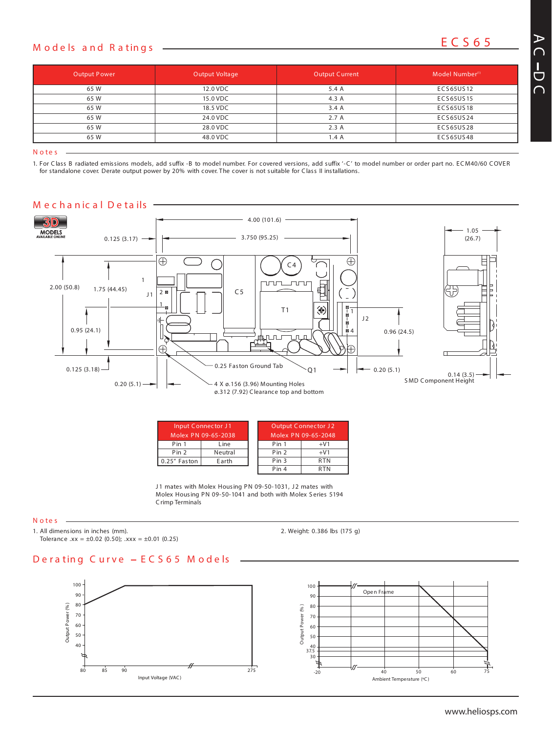## Models and Ratings

**ECS65**

| Output Power | Output Voltage | Output Current | Model Number[1] |
|---|---|---|---|
| 65 W | 12.0 VDC | 5.4 A | ECS65US12 |
| 65 W | 15.0 VDC | 4.3 A | ECS65US15 |
| 65 W | 18.5 VDC | 3.4 A | ECS65US18 |
| 65 W | 24.0 VDC | 2.7 A | ECS65US24 |
| 65 W | 28.0 VDC | 2.3 A | ECS65US28 |
| 65 W | 48.0 VDC | 1.4 A | ECS65US48 |

### Notes

1. For Class B radiated emissions models, add suffix -B to model number. For covered versions, add suffix '-C' to model number or order part no. ECM40/60 COVER for standalone cover. Derate output power by 20% with cover. The cover is not suitable for Class II installations.

## Mechanical Details

| Input Connector J1 | |
|---|---|
| Molex PN 09-65-2038 | |
| Pin 1 | Line |
| Pin 2 | Neutral |
| 0.25" Faston | Earth |

| Output Connector J2 | |
|---|---|
| Molex PN 09-65-2048 | |
| Pin 1 | +V1 |
| Pin 2 | +V1 |
| Pin 3 | RTN |
| Pin 4 | RTN |

J1 mates with Molex Housing PN 09-50-1031, J2 mates with Molex Housing PN 09-50-1041 and both with Molex Series 5194 Crimp Terminals

### Notes

1. All dimensions in inches (mm).
   Tolerance .xx = ±0.02 (0.50); .xxx = ±0.01 (0.25)
2. Weight: 0.386 lbs (175 g)

## Derating Curve – ECS65 Models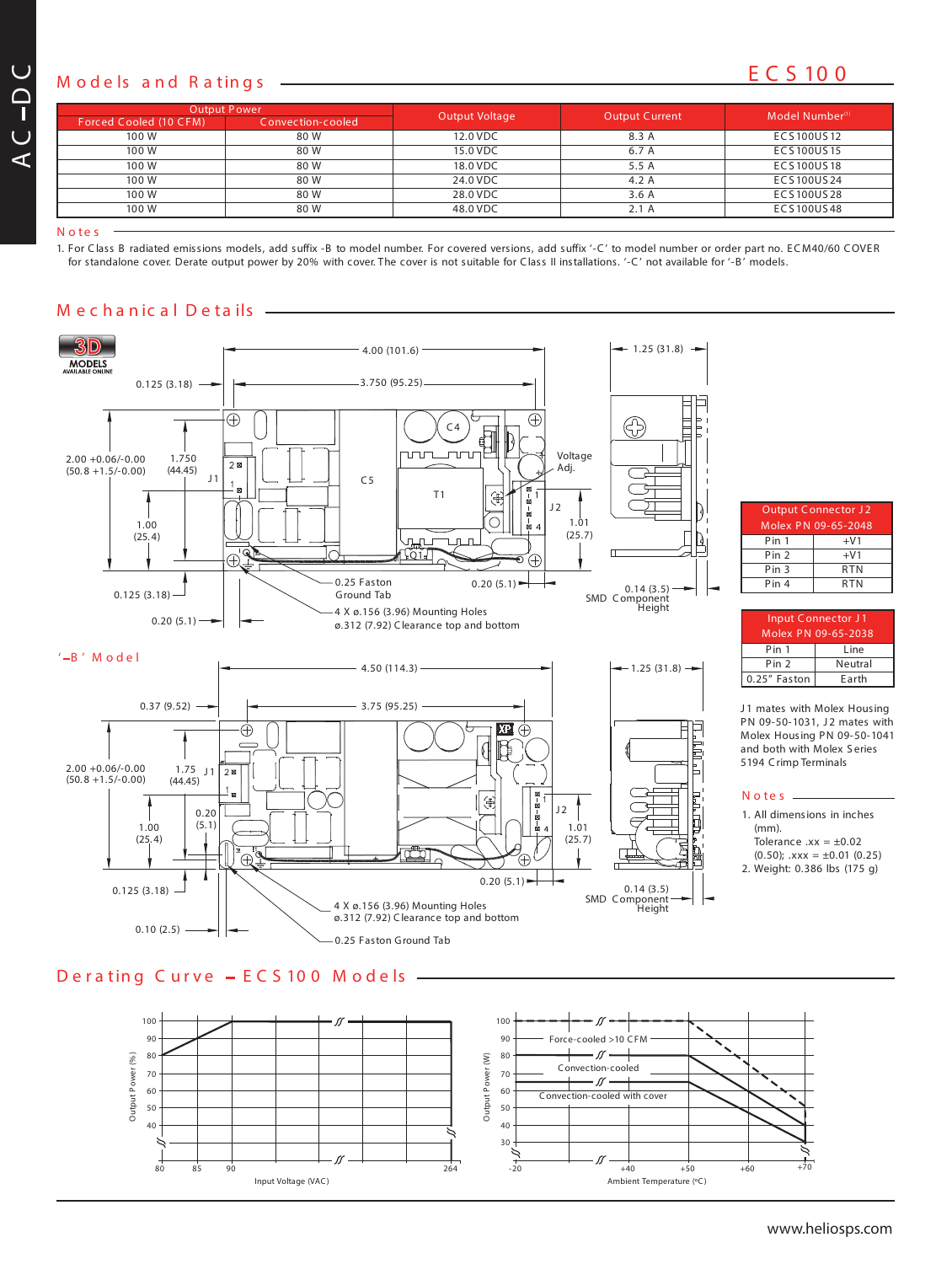## Models and Ratings

**ECS100**

| Output Power | | Output Voltage | Output Current | Model Number[1] |
|---|---|---|---|---|
| Forced Cooled (10 CFM) | Convection-cooled | | | |
| 100 W | 80 W | 12.0 VDC | 8.3 A | ECS100US12 |
| 100 W | 80 W | 15.0 VDC | 6.7 A | ECS100US15 |
| 100 W | 80 W | 18.0 VDC | 5.5 A | ECS100US18 |
| 100 W | 80 W | 24.0 VDC | 4.2 A | ECS100US24 |
| 100 W | 80 W | 28.0 VDC | 3.6 A | ECS100US28 |
| 100 W | 80 W | 48.0 VDC | 2.1 A | ECS100US48 |

### Notes

1. For Class B radiated emissions models, add suffix -B to model number. For covered versions, add suffix '-C' to model number or order part no. ECM40/60 COVER for standalone cover. Derate output power by 20% with cover. The cover is not suitable for Class II installations. '-C' not available for '-B' models.

## Mechanical Details

4.00 (101.6); 3.750 (95.25); 0.125 (3.18); 1.25 (31.8); 2.00 +0.06/-0.00 (50.8 +1.5/-0.00); 1.750 (44.45); 1.00 (25.4); 1.01 (25.7); Voltage Adj.; 0.125 (3.18); 0.20 (5.1); 0.25 Faston Ground Tab; 0.20 (5.1); 4 X ø.156 (3.96) Mounting Holes ø.312 (7.92) Clearance top and bottom; 0.14 (3.5) SMD Component Height

### '-B' Model

4.50 (114.3); 3.75 (95.25); 0.37 (9.52); 1.25 (31.8); 2.00 +0.06/-0.00 (50.8 +1.5/-0.00); 1.75 (44.45); 0.20 (5.1); 1.00 (25.4); 1.01 (25.7); 0.125 (3.18); 0.20 (5.1); 0.10 (2.5); 4 X ø.156 (3.96) Mounting Holes ø.312 (7.92) Clearance top and bottom; 0.25 Faston Ground Tab; 0.14 (3.5) SMD Component Height

| Output Connector J2 Molex PN 09-65-2048 | |
|---|---|
| Pin 1 | +V1 |
| Pin 2 | +V1 |
| Pin 3 | RTN |
| Pin 4 | RTN |

| Input Connector J1 Molex PN 09-65-2038 | |
|---|---|
| Pin 1 | Line |
| Pin 2 | Neutral |
| 0.25" Faston | Earth |

J1 mates with Molex Housing PN 09-50-1031, J2 mates with Molex Housing PN 09-50-1041 and both with Molex Series 5194 Crimp Terminals

### Notes

1. All dimensions in inches (mm). Tolerance .xx = ±0.02 (0.50); .xxx = ±0.01 (0.25)
2. Weight: 0.386 lbs (175 g)

## Derating Curve – ECS100 Models

Output Power (%) vs Input Voltage (VAC): 80% at 80 VAC rising to 100% at 90 VAC, 100% to 264 VAC.

Output Power (W) vs Ambient Temperature (°C): Force-cooled >10 CFM; Convection-cooled; Convection-cooled with cover. Axis: -20, +40, +50, +60, +70.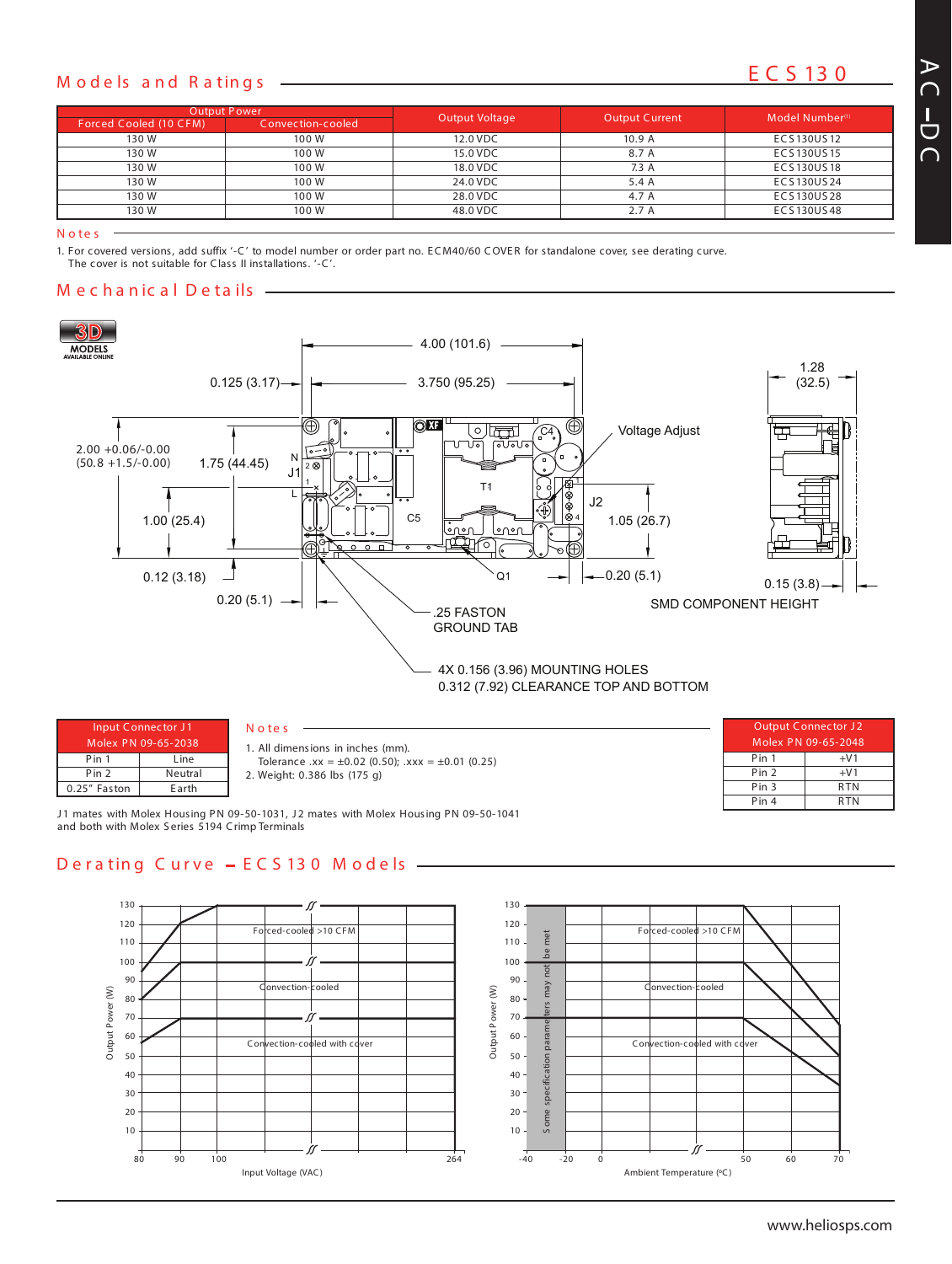## Models and Ratings

**ECS130**

| Output Power | | Output Voltage | Output Current | Model Number[1] |
|---|---|---|---|---|
| Forced Cooled (10 CFM) | Convection-cooled | | | |
| 130 W | 100 W | 12.0 VDC | 10.9 A | ECS130US12 |
| 130 W | 100 W | 15.0 VDC | 8.7 A | ECS130US15 |
| 130 W | 100 W | 18.0 VDC | 7.3 A | ECS130US18 |
| 130 W | 100 W | 24.0 VDC | 5.4 A | ECS130US24 |
| 130 W | 100 W | 28.0 VDC | 4.7 A | ECS130US28 |
| 130 W | 100 W | 48.0 VDC | 2.7 A | ECS130US48 |

### Notes

1. For covered versions, add suffix '-C' to model number or order part no. ECM40/60 COVER for standalone cover, see derating curve. The cover is not suitable for Class II installations. '-C'.

## Mechanical Details

3D MODELS AVAILABLE ONLINE

4.00 (101.6)
0.125 (3.17)
3.750 (95.25)
1.28 (32.5)
Voltage Adjust
2.00 +0.06/-0.00 (50.8 +1.5/-0.00)
1.75 (44.45)
1.00 (25.4)
J1 N L
C4
T1
C5
J2
1.05 (26.7)
Q1
0.12 (3.18)
0.20 (5.1)
0.20 (5.1)
0.15 (3.8)
SMD COMPONENT HEIGHT
.25 FASTON GROUND TAB
4X 0.156 (3.96) MOUNTING HOLES
0.312 (7.92) CLEARANCE TOP AND BOTTOM

| Input Connector J1 Molex PN 09-65-2038 | |
|---|---|
| Pin 1 | Line |
| Pin 2 | Neutral |
| 0.25" Faston | Earth |

### Notes

1. All dimensions in inches (mm).
   Tolerance .xx = ±0.02 (0.50); .xxx = ±0.01 (0.25)
2. Weight: 0.386 lbs (175 g)

| Output Connector J2 Molex PN 09-65-2048 | |
|---|---|
| Pin 1 | +V1 |
| Pin 2 | +V1 |
| Pin 3 | RTN |
| Pin 4 | RTN |

J1 mates with Molex Housing PN 09-50-1031, J2 mates with Molex Housing PN 09-50-1041 and both with Molex Series 5194 Crimp Terminals

## Derating Curve – ECS130 Models

Output Power (W) vs Input Voltage (VAC): Forced-cooled >10 CFM; Convection-cooled; Convection-cooled with cover. Input Voltage (VAC): 80, 90, 100, 264.

Output Power (W) vs Ambient Temperature (ºC): Forced-cooled >10 CFM; Convection-cooled; Convection-cooled with cover. Some specification parameters may not be met (-40 to -20). Ambient Temperature (ºC): -40, -20, 0, 50, 60, 70.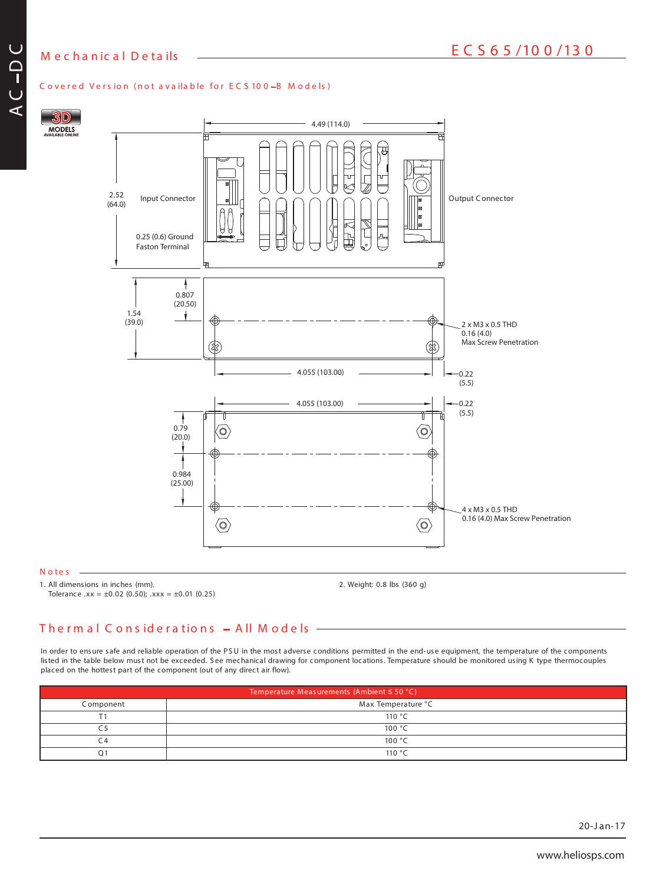## Mechanical Details

### Covered Version (not available for ECS100-B Models)

4.49 (114.0)

2.52 (64.0)

Input Connector

0.25 (0.6) Ground Faston Terminal

Output Connector

1.54 (39.0)

0.807 (20.50)

2 x M3 x 0.5 THD
0.16 (4.0)
Max Screw Penetration

4.055 (103.00)

0.22 (5.5)

4.055 (103.00)

0.22 (5.5)

0.79 (20.0)

0.984 (25.00)

4 x M3 x 0.5 THD
0.16 (4.0) Max Screw Penetration

### Notes

1. All dimensions in inches (mm).
   Tolerance .xx = ±0.02 (0.50); .xxx = ±0.01 (0.25)
2. Weight: 0.8 lbs (360 g)

## Thermal Considerations – All Models

In order to ensure safe and reliable operation of the PSU in the most adverse conditions permitted in the end-use equipment, the temperature of the components listed in the table below must not be exceeded. See mechanical drawing for component locations. Temperature should be monitored using K type thermocouples placed on the hottest part of the component (out of any direct air flow).

| Temperature Measurements (Ambient ≤ 50 °C) | |
|---|---|
| Component | Max Temperature °C |
| T1 | 110 °C |
| C5 | 100 °C |
| C4 | 100 °C |
| Q1 | 110 °C |

20-Jan-17